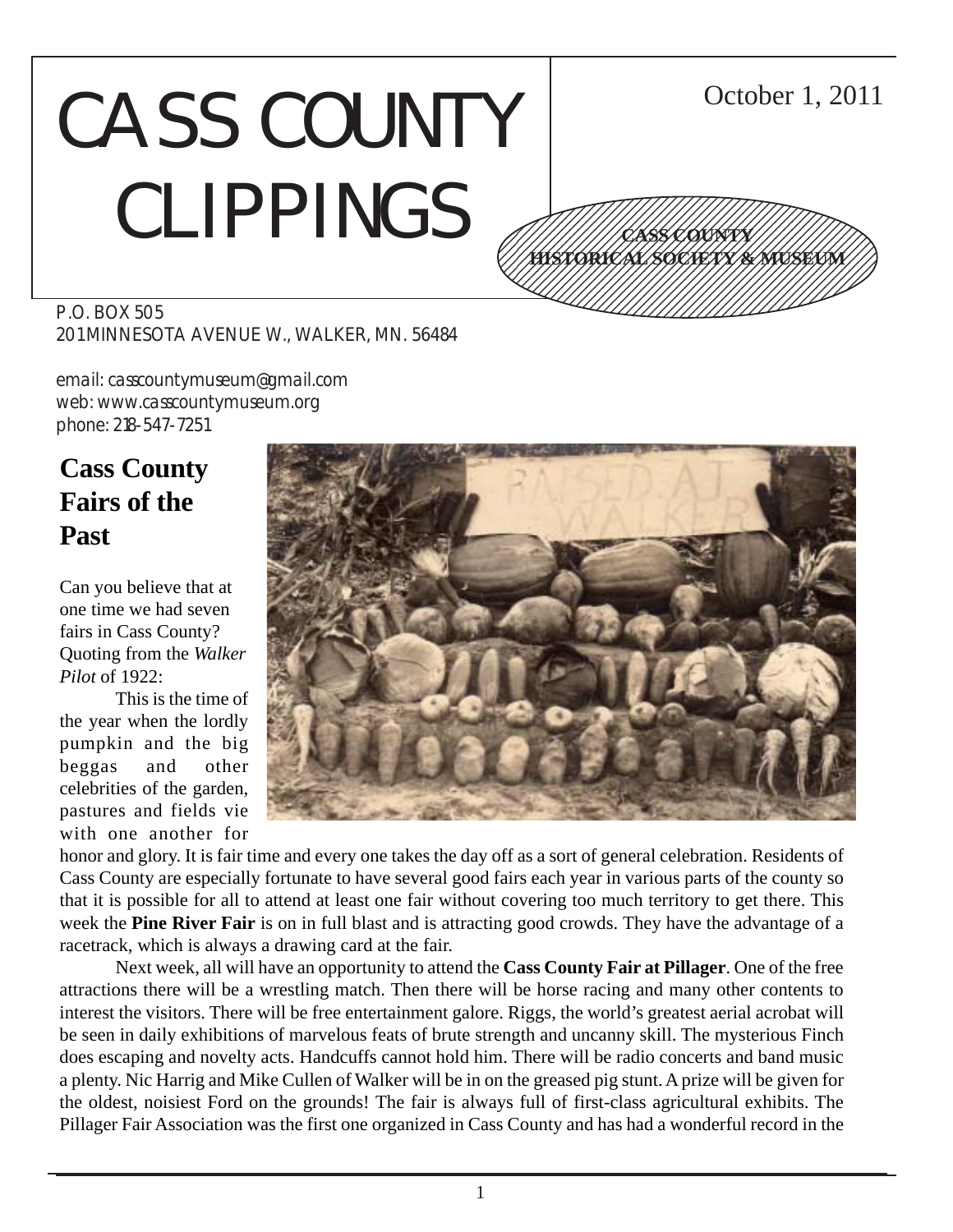# CASS COUNTY CLIPPINGS

October 1, 2011

**CASS COUNTY HISTORICAL SOCIETY & MUSEUM**

P.O. BOX 505
201 MINNESOTA AVENUE W., WALKER, MN. 56484

email: casscountymuseum@gmail.com
web: www.casscountymuseum.org
phone: 218-547-7251

## Cass County Fairs of the Past

Can you believe that at one time we had seven fairs in Cass County? Quoting from the *Walker Pilot* of 1922:

This is the time of the year when the lordly pumpkin and the big beggas and other celebrities of the garden, pastures and fields vie with one another for honor and glory. It is fair time and every one takes the day off as a sort of general celebration. Residents of Cass County are especially fortunate to have several good fairs each year in various parts of the county so that it is possible for all to attend at least one fair without covering too much territory to get there. This week the **Pine River Fair** is on in full blast and is attracting good crowds. They have the advantage of a racetrack, which is always a drawing card at the fair.

Next week, all will have an opportunity to attend the **Cass County Fair at Pillager**. One of the free attractions there will be a wrestling match. Then there will be horse racing and many other contents to interest the visitors. There will be free entertainment galore. Riggs, the world's greatest aerial acrobat will be seen in daily exhibitions of marvelous feats of brute strength and uncanny skill. The mysterious Finch does escaping and novelty acts. Handcuffs cannot hold him. There will be radio concerts and band music a plenty. Nic Harrig and Mike Cullen of Walker will be in on the greased pig stunt. A prize will be given for the oldest, noisiest Ford on the grounds! The fair is always full of first-class agricultural exhibits. The Pillager Fair Association was the first one organized in Cass County and has had a wonderful record in the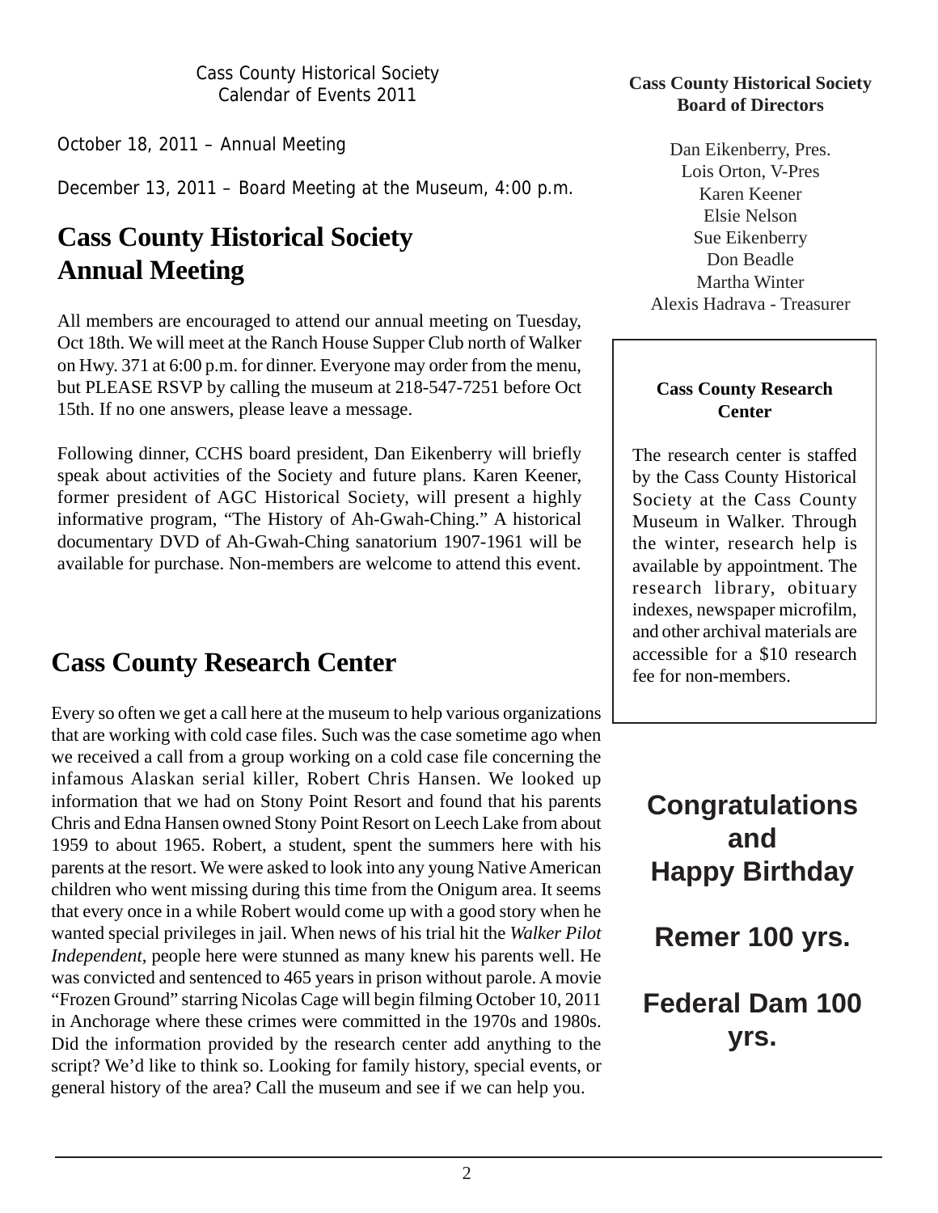Cass County Historical Society
Calendar of Events 2011

October 18, 2011 – Annual Meeting

December 13, 2011 – Board Meeting at the Museum, 4:00 p.m.

# Cass County Historical Society Annual Meeting

All members are encouraged to attend our annual meeting on Tuesday, Oct 18th. We will meet at the Ranch House Supper Club north of Walker on Hwy. 371 at 6:00 p.m. for dinner. Everyone may order from the menu, but PLEASE RSVP by calling the museum at 218-547-7251 before Oct 15th. If no one answers, please leave a message.

Following dinner, CCHS board president, Dan Eikenberry will briefly speak about activities of the Society and future plans. Karen Keener, former president of AGC Historical Society, will present a highly informative program, "The History of Ah-Gwah-Ching." A historical documentary DVD of Ah-Gwah-Ching sanatorium 1907-1961 will be available for purchase. Non-members are welcome to attend this event.

# Cass County Research Center

Every so often we get a call here at the museum to help various organizations that are working with cold case files. Such was the case sometime ago when we received a call from a group working on a cold case file concerning the infamous Alaskan serial killer, Robert Chris Hansen. We looked up information that we had on Stony Point Resort and found that his parents Chris and Edna Hansen owned Stony Point Resort on Leech Lake from about 1959 to about 1965. Robert, a student, spent the summers here with his parents at the resort. We were asked to look into any young Native American children who went missing during this time from the Onigum area. It seems that every once in a while Robert would come up with a good story when he wanted special privileges in jail. When news of his trial hit the *Walker Pilot Independent*, people here were stunned as many knew his parents well. He was convicted and sentenced to 465 years in prison without parole. A movie "Frozen Ground" starring Nicolas Cage will begin filming October 10, 2011 in Anchorage where these crimes were committed in the 1970s and 1980s. Did the information provided by the research center add anything to the script? We'd like to think so. Looking for family history, special events, or general history of the area? Call the museum and see if we can help you.

**Cass County Historical Society Board of Directors**

Dan Eikenberry, Pres.
Lois Orton, V-Pres
Karen Keener
Elsie Nelson
Sue Eikenberry
Don Beadle
Martha Winter
Alexis Hadrava - Treasurer

**Cass County Research Center**

The research center is staffed by the Cass County Historical Society at the Cass County Museum in Walker. Through the winter, research help is available by appointment. The research library, obituary indexes, newspaper microfilm, and other archival materials are accessible for a $10 research fee for non-members.

## Congratulations and Happy Birthday

## Remer 100 yrs.

## Federal Dam 100 yrs.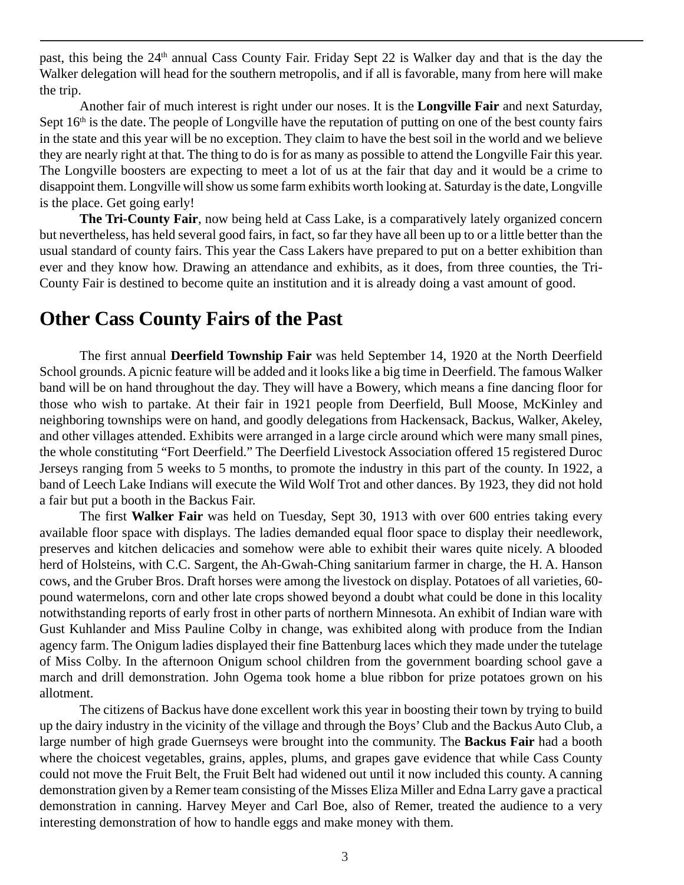past, this being the 24th annual Cass County Fair. Friday Sept 22 is Walker day and that is the day the Walker delegation will head for the southern metropolis, and if all is favorable, many from here will make the trip.

Another fair of much interest is right under our noses. It is the **Longville Fair** and next Saturday, Sept 16th is the date. The people of Longville have the reputation of putting on one of the best county fairs in the state and this year will be no exception. They claim to have the best soil in the world and we believe they are nearly right at that. The thing to do is for as many as possible to attend the Longville Fair this year. The Longville boosters are expecting to meet a lot of us at the fair that day and it would be a crime to disappoint them. Longville will show us some farm exhibits worth looking at. Saturday is the date, Longville is the place. Get going early!

**The Tri-County Fair**, now being held at Cass Lake, is a comparatively lately organized concern but nevertheless, has held several good fairs, in fact, so far they have all been up to or a little better than the usual standard of county fairs. This year the Cass Lakers have prepared to put on a better exhibition than ever and they know how. Drawing an attendance and exhibits, as it does, from three counties, the Tri-County Fair is destined to become quite an institution and it is already doing a vast amount of good.

## Other Cass County Fairs of the Past

The first annual **Deerfield Township Fair** was held September 14, 1920 at the North Deerfield School grounds. A picnic feature will be added and it looks like a big time in Deerfield. The famous Walker band will be on hand throughout the day. They will have a Bowery, which means a fine dancing floor for those who wish to partake. At their fair in 1921 people from Deerfield, Bull Moose, McKinley and neighboring townships were on hand, and goodly delegations from Hackensack, Backus, Walker, Akeley, and other villages attended. Exhibits were arranged in a large circle around which were many small pines, the whole constituting "Fort Deerfield." The Deerfield Livestock Association offered 15 registered Duroc Jerseys ranging from 5 weeks to 5 months, to promote the industry in this part of the county. In 1922, a band of Leech Lake Indians will execute the Wild Wolf Trot and other dances. By 1923, they did not hold a fair but put a booth in the Backus Fair.

The first **Walker Fair** was held on Tuesday, Sept 30, 1913 with over 600 entries taking every available floor space with displays. The ladies demanded equal floor space to display their needlework, preserves and kitchen delicacies and somehow were able to exhibit their wares quite nicely. A blooded herd of Holsteins, with C.C. Sargent, the Ah-Gwah-Ching sanitarium farmer in charge, the H. A. Hanson cows, and the Gruber Bros. Draft horses were among the livestock on display. Potatoes of all varieties, 60-pound watermelons, corn and other late crops showed beyond a doubt what could be done in this locality notwithstanding reports of early frost in other parts of northern Minnesota. An exhibit of Indian ware with Gust Kuhlander and Miss Pauline Colby in change, was exhibited along with produce from the Indian agency farm. The Onigum ladies displayed their fine Battenburg laces which they made under the tutelage of Miss Colby. In the afternoon Onigum school children from the government boarding school gave a march and drill demonstration. John Ogema took home a blue ribbon for prize potatoes grown on his allotment.

The citizens of Backus have done excellent work this year in boosting their town by trying to build up the dairy industry in the vicinity of the village and through the Boys' Club and the Backus Auto Club, a large number of high grade Guernseys were brought into the community. The **Backus Fair** had a booth where the choicest vegetables, grains, apples, plums, and grapes gave evidence that while Cass County could not move the Fruit Belt, the Fruit Belt had widened out until it now included this county. A canning demonstration given by a Remer team consisting of the Misses Eliza Miller and Edna Larry gave a practical demonstration in canning. Harvey Meyer and Carl Boe, also of Remer, treated the audience to a very interesting demonstration of how to handle eggs and make money with them.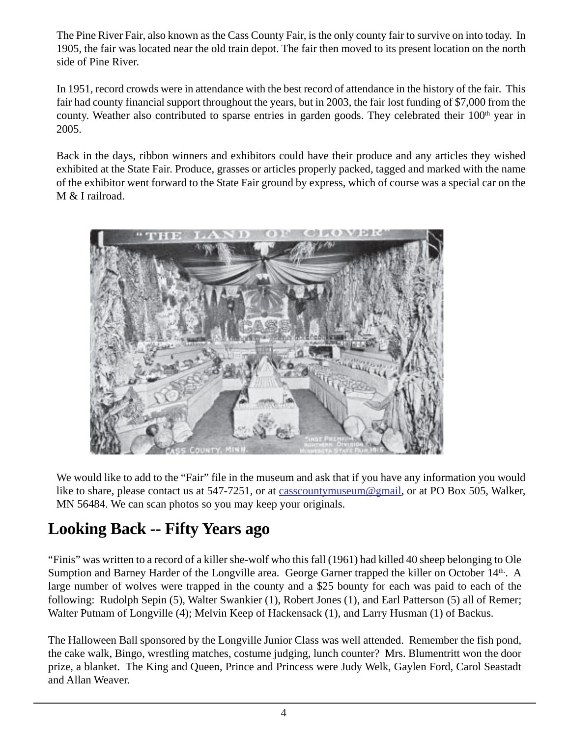The Pine River Fair, also known as the Cass County Fair, is the only county fair to survive on into today. In 1905, the fair was located near the old train depot. The fair then moved to its present location on the north side of Pine River.

In 1951, record crowds were in attendance with the best record of attendance in the history of the fair. This fair had county financial support throughout the years, but in 2003, the fair lost funding of $7,000 from the county. Weather also contributed to sparse entries in garden goods. They celebrated their 100th year in 2005.

Back in the days, ribbon winners and exhibitors could have their produce and any articles they wished exhibited at the State Fair. Produce, grasses or articles properly packed, tagged and marked with the name of the exhibitor went forward to the State Fair ground by express, which of course was a special car on the M & I railroad.

We would like to add to the "Fair" file in the museum and ask that if you have any information you would like to share, please contact us at 547-7251, or at casscountymuseum@gmail, or at PO Box 505, Walker, MN 56484. We can scan photos so you may keep your originals.

## Looking Back -- Fifty Years ago

"Finis" was written to a record of a killer she-wolf who this fall (1961) had killed 40 sheep belonging to Ole Sumption and Barney Harder of the Longville area. George Garner trapped the killer on October 14th. A large number of wolves were trapped in the county and a $25 bounty for each was paid to each of the following: Rudolph Sepin (5), Walter Swankier (1), Robert Jones (1), and Earl Patterson (5) all of Remer; Walter Putnam of Longville (4); Melvin Keep of Hackensack (1), and Larry Husman (1) of Backus.

The Halloween Ball sponsored by the Longville Junior Class was well attended. Remember the fish pond, the cake walk, Bingo, wrestling matches, costume judging, lunch counter? Mrs. Blumentritt won the door prize, a blanket. The King and Queen, Prince and Princess were Judy Welk, Gaylen Ford, Carol Seastadt and Allan Weaver.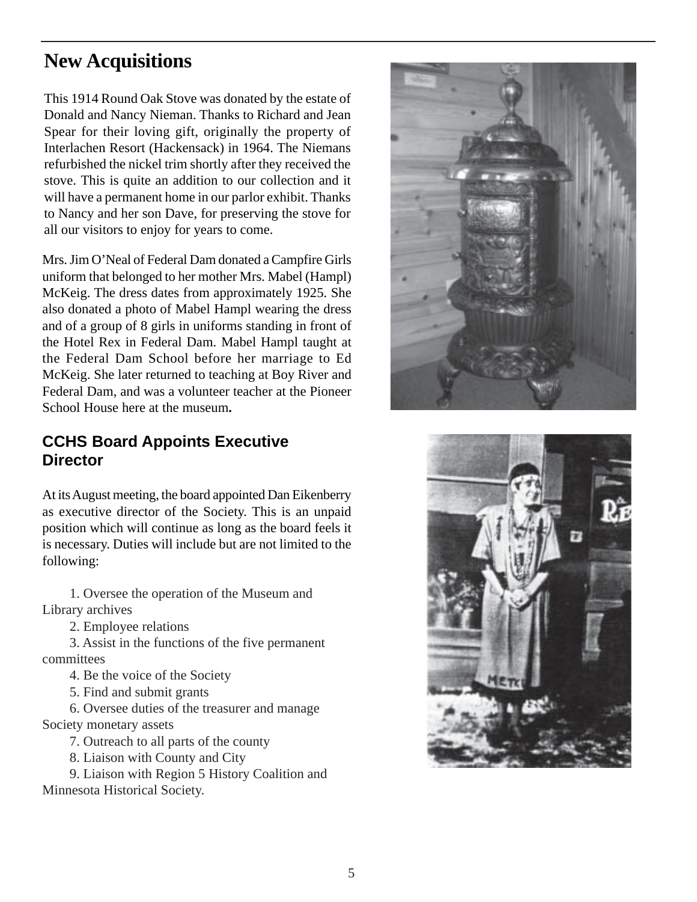## New Acquisitions

This 1914 Round Oak Stove was donated by the estate of Donald and Nancy Nieman. Thanks to Richard and Jean Spear for their loving gift, originally the property of Interlachen Resort (Hackensack) in 1964. The Niemans refurbished the nickel trim shortly after they received the stove. This is quite an addition to our collection and it will have a permanent home in our parlor exhibit. Thanks to Nancy and her son Dave, for preserving the stove for all our visitors to enjoy for years to come.

Mrs. Jim O'Neal of Federal Dam donated a Campfire Girls uniform that belonged to her mother Mrs. Mabel (Hampl) McKeig. The dress dates from approximately 1925. She also donated a photo of Mabel Hampl wearing the dress and of a group of 8 girls in uniforms standing in front of the Hotel Rex in Federal Dam. Mabel Hampl taught at the Federal Dam School before her marriage to Ed McKeig. She later returned to teaching at Boy River and Federal Dam, and was a volunteer teacher at the Pioneer School House here at the museum**.**

### CCHS Board Appoints Executive Director

At its August meeting, the board appointed Dan Eikenberry as executive director of the Society. This is an unpaid position which will continue as long as the board feels it is necessary. Duties will include but are not limited to the following:

1. Oversee the operation of the Museum and Library archives
2. Employee relations
3. Assist in the functions of the five permanent committees
4. Be the voice of the Society
5. Find and submit grants
6. Oversee duties of the treasurer and manage Society monetary assets
7. Outreach to all parts of the county
8. Liaison with County and City
9. Liaison with Region 5 History Coalition and Minnesota Historical Society.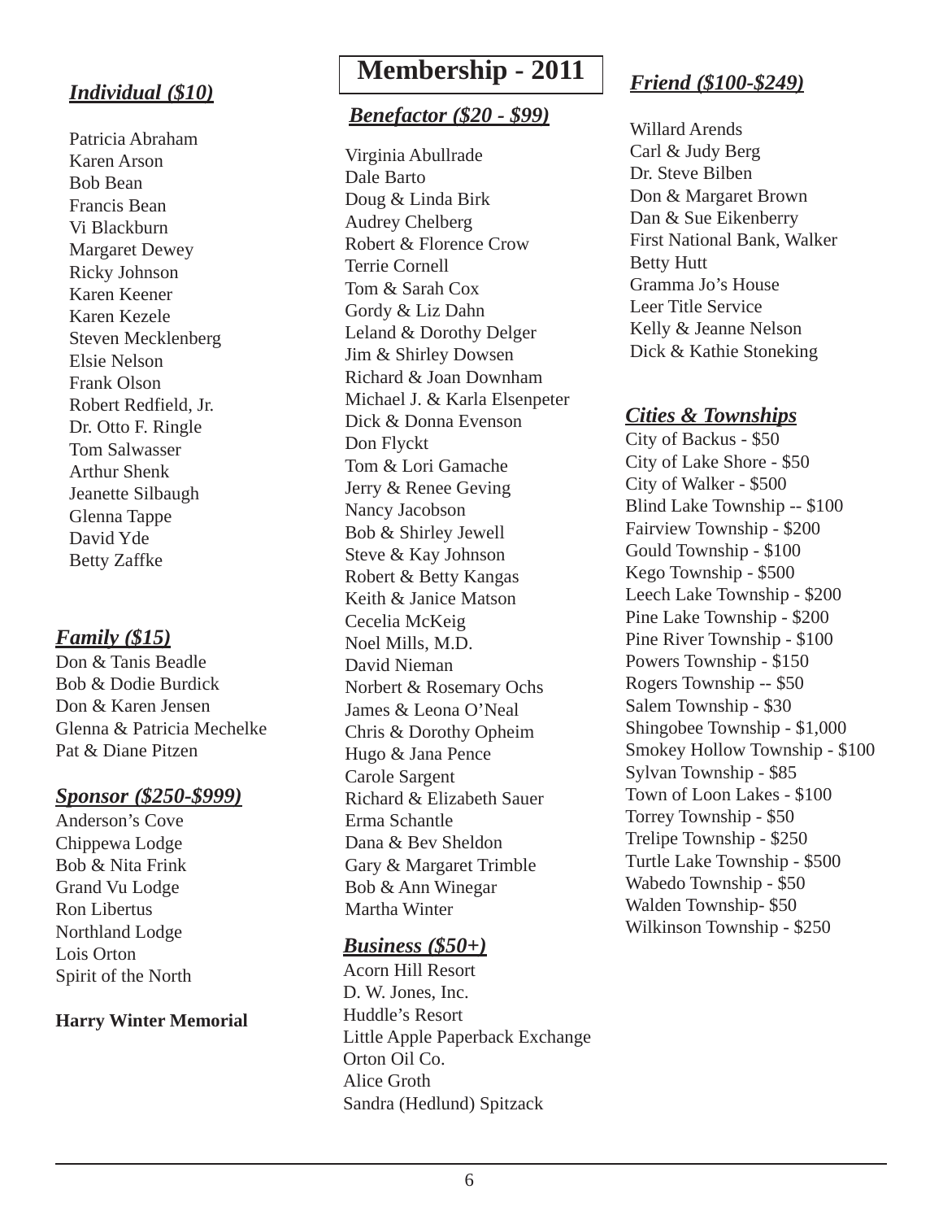# Membership - 2011

### *Individual ($10)*

Patricia Abraham
Karen Arson
Bob Bean
Francis Bean
Vi Blackburn
Margaret Dewey
Ricky Johnson
Karen Keener
Karen Kezele
Steven Mecklenberg
Elsie Nelson
Frank Olson
Robert Redfield, Jr.
Dr. Otto F. Ringle
Tom Salwasser
Arthur Shenk
Jeanette Silbaugh
Glenna Tappe
David Yde
Betty Zaffke

### *Family ($15)*

Don & Tanis Beadle
Bob & Dodie Burdick
Don & Karen Jensen
Glenna & Patricia Mechelke
Pat & Diane Pitzen

### *Sponsor ($250-$999)*

Anderson's Cove
Chippewa Lodge
Bob & Nita Frink
Grand Vu Lodge
Ron Libertus
Northland Lodge
Lois Orton
Spirit of the North

**Harry Winter Memorial**

### *Benefactor ($20 - $99)*

Virginia Abullrade
Dale Barto
Doug & Linda Birk
Audrey Chelberg
Robert & Florence Crow
Terrie Cornell
Tom & Sarah Cox
Gordy & Liz Dahn
Leland & Dorothy Delger
Jim & Shirley Dowsen
Richard & Joan Downham
Michael J. & Karla Elsenpeter
Dick & Donna Evenson
Don Flyckt
Tom & Lori Gamache
Jerry & Renee Geving
Nancy Jacobson
Bob & Shirley Jewell
Steve & Kay Johnson
Robert & Betty Kangas
Keith & Janice Matson
Cecelia McKeig
Noel Mills, M.D.
David Nieman
Norbert & Rosemary Ochs
James & Leona O'Neal
Chris & Dorothy Opheim
Hugo & Jana Pence
Carole Sargent
Richard & Elizabeth Sauer
Erma Schantle
Dana & Bev Sheldon
Gary & Margaret Trimble
Bob & Ann Winegar
Martha Winter

### *Business ($50+)*

Acorn Hill Resort
D. W. Jones, Inc.
Huddle's Resort
Little Apple Paperback Exchange
Orton Oil Co.
Alice Groth
Sandra (Hedlund) Spitzack

### *Friend ($100-$249)*

Willard Arends
Carl & Judy Berg
Dr. Steve Bilben
Don & Margaret Brown
Dan & Sue Eikenberry
First National Bank, Walker
Betty Hutt
Gramma Jo's House
Leer Title Service
Kelly & Jeanne Nelson
Dick & Kathie Stoneking

### *Cities & Townships*

City of Backus - $50
City of Lake Shore - $50
City of Walker - $500
Blind Lake Township -- $100
Fairview Township - $200
Gould Township - $100
Kego Township - $500
Leech Lake Township - $200
Pine Lake Township - $200
Pine River Township - $100
Powers Township - $150
Rogers Township -- $50
Salem Township - $30
Shingobee Township - $1,000
Smokey Hollow Township - $100
Sylvan Township - $85
Town of Loon Lakes - $100
Torrey Township - $50
Trelipe Township - $250
Turtle Lake Township - $500
Wabedo Township - $50
Walden Township- $50
Wilkinson Township - $250